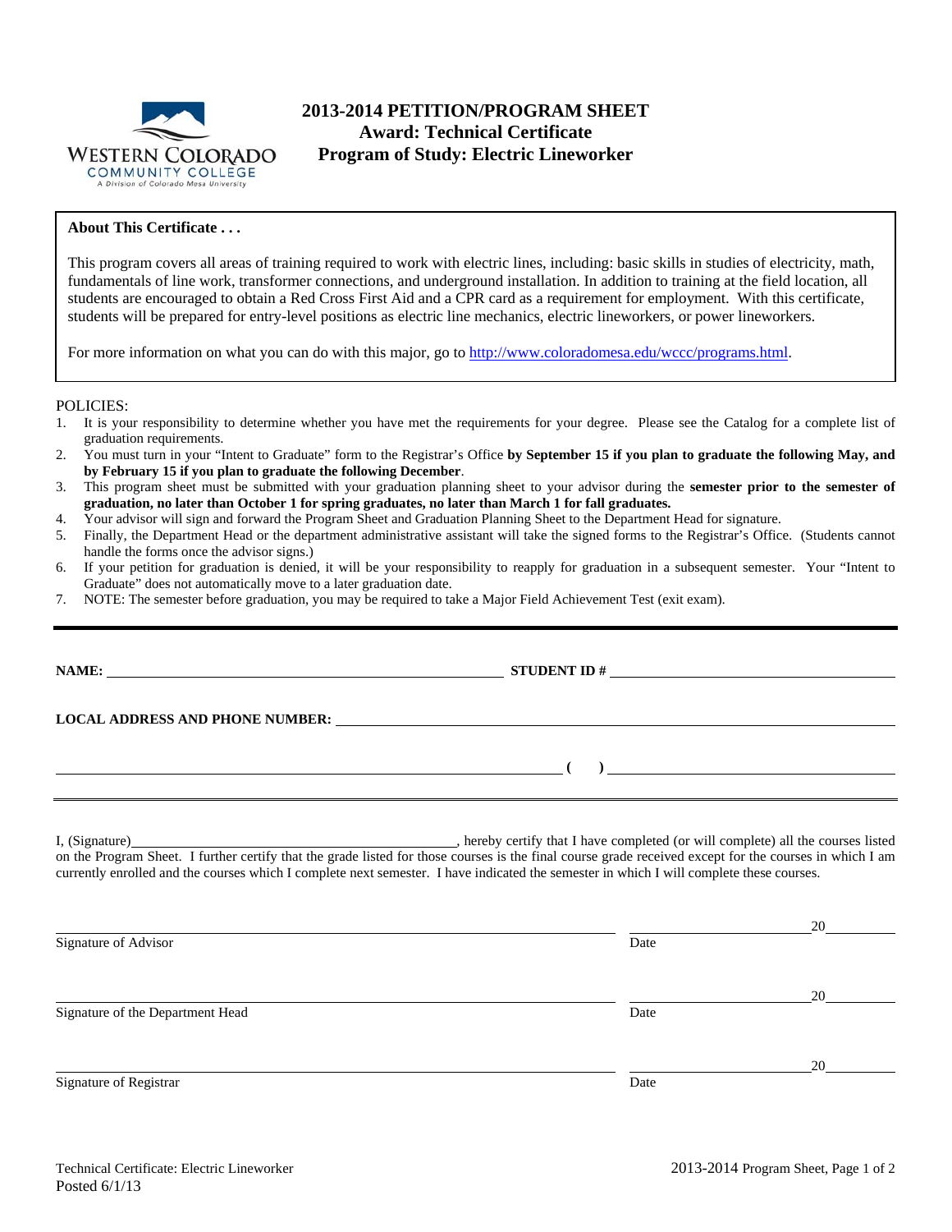# 2013-2014 PETITION/PROGRAM SHEET
## Award: Technical Certificate
## Program of Study: Electric Lineworker

**About This Certificate . . .**

This program covers all areas of training required to work with electric lines, including: basic skills in studies of electricity, math, fundamentals of line work, transformer connections, and underground installation. In addition to training at the field location, all students are encouraged to obtain a Red Cross First Aid and a CPR card as a requirement for employment. With this certificate, students will be prepared for entry-level positions as electric line mechanics, electric lineworkers, or power lineworkers.

For more information on what you can do with this major, go to http://www.coloradomesa.edu/wccc/programs.html.

POLICIES:

1. It is your responsibility to determine whether you have met the requirements for your degree. Please see the Catalog for a complete list of graduation requirements.
2. You must turn in your "Intent to Graduate" form to the Registrar's Office **by September 15 if you plan to graduate the following May, and by February 15 if you plan to graduate the following December**.
3. This program sheet must be submitted with your graduation planning sheet to your advisor during the **semester prior to the semester of graduation, no later than October 1 for spring graduates, no later than March 1 for fall graduates.**
4. Your advisor will sign and forward the Program Sheet and Graduation Planning Sheet to the Department Head for signature.
5. Finally, the Department Head or the department administrative assistant will take the signed forms to the Registrar's Office. (Students cannot handle the forms once the advisor signs.)
6. If your petition for graduation is denied, it will be your responsibility to reapply for graduation in a subsequent semester. Your "Intent to Graduate" does not automatically move to a later graduation date.
7. NOTE: The semester before graduation, you may be required to take a Major Field Achievement Test (exit exam).

---

**NAME:** ______________________________ **STUDENT ID #** ______________________________

**LOCAL ADDRESS AND PHONE NUMBER:** ______________________________

______________________________ **(   )** ______________________________

I, (Signature)______________________________, hereby certify that I have completed (or will complete) all the courses listed on the Program Sheet. I further certify that the grade listed for those courses is the final course grade received except for the courses in which I am currently enrolled and the courses which I complete next semester. I have indicated the semester in which I will complete these courses.

______________________________ ______________ 20______
Signature of Advisor — Date

______________________________ ______________ 20______
Signature of the Department Head — Date

______________________________ ______________ 20______
Signature of Registrar — Date

Technical Certificate: Electric Lineworker
Posted 6/1/13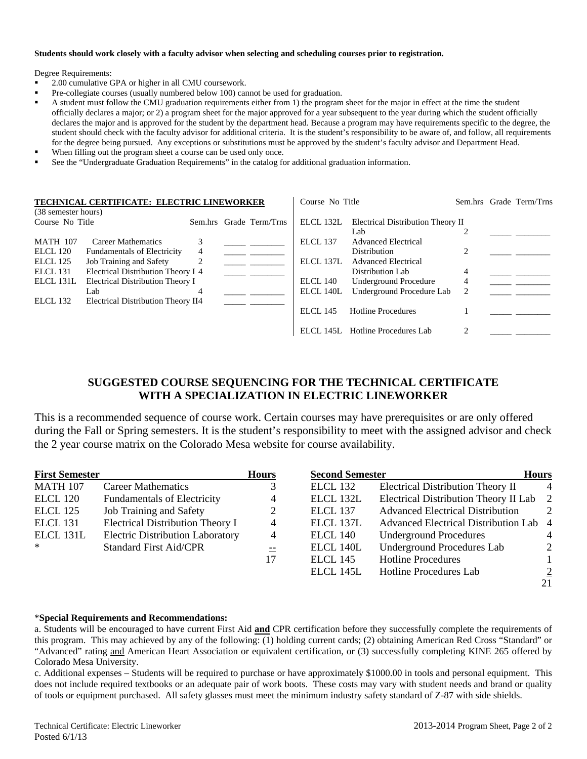**Students should work closely with a faculty advisor when selecting and scheduling courses prior to registration.**

Degree Requirements:

- 2.00 cumulative GPA or higher in all CMU coursework.
- Pre-collegiate courses (usually numbered below 100) cannot be used for graduation.
- A student must follow the CMU graduation requirements either from 1) the program sheet for the major in effect at the time the student officially declares a major; or 2) a program sheet for the major approved for a year subsequent to the year during which the student officially declares the major and is approved for the student by the department head. Because a program may have requirements specific to the degree, the student should check with the faculty advisor for additional criteria. It is the student's responsibility to be aware of, and follow, all requirements for the degree being pursued. Any exceptions or substitutions must be approved by the student's faculty advisor and Department Head.
- When filling out the program sheet a course can be used only once.
- See the "Undergraduate Graduation Requirements" in the catalog for additional graduation information.

**TECHNICAL CERTIFICATE: ELECTRIC LINEWORKER**

(38 semester hours)

| Course No | Title | Sem.hrs | Grade | Term/Trns |
|---|---|---|---|---|
| MATH 107 | Career Mathematics | 3 | _____ | ________ |
| ELCL 120 | Fundamentals of Electricity | 4 | _____ | ________ |
| ELCL 125 | Job Training and Safety | 2 | _____ | ________ |
| ELCL 131 | Electrical Distribution Theory I | 4 | _____ | ________ |
| ELCL 131L | Electrical Distribution Theory I Lab | 4 | _____ | ________ |
| ELCL 132 | Electrical Distribution Theory II | 4 | _____ | ________ |
| ELCL 132L | Electrical Distribution Theory II Lab | 2 | _____ | ________ |
| ELCL 137 | Advanced Electrical Distribution | 2 | _____ | ________ |
| ELCL 137L | Advanced Electrical Distribution Lab | 4 | _____ | ________ |
| ELCL 140 | Underground Procedure | 4 | _____ | ________ |
| ELCL 140L | Underground Procedure Lab | 2 | _____ | ________ |
| ELCL 145 | Hotline Procedures | 1 | _____ | ________ |
| ELCL 145L | Hotline Procedures Lab | 2 | _____ | ________ |

## SUGGESTED COURSE SEQUENCING FOR THE TECHNICAL CERTIFICATE WITH A SPECIALIZATION IN ELECTRIC LINEWORKER

This is a recommended sequence of course work. Certain courses may have prerequisites or are only offered during the Fall or Spring semesters. It is the student's responsibility to meet with the assigned advisor and check the 2 year course matrix on the Colorado Mesa website for course availability.

| First Semester | | Hours |
|---|---|---|
| MATH 107 | Career Mathematics | 3 |
| ELCL 120 | Fundamentals of Electricity | 4 |
| ELCL 125 | Job Training and Safety | 2 |
| ELCL 131 | Electrical Distribution Theory I | 4 |
| ELCL 131L | Electric Distribution Laboratory | 4 |
| * | Standard First Aid/CPR | -- |
| | | 17 |

| Second Semester | | Hours |
|---|---|---|
| ELCL 132 | Electrical Distribution Theory II | 4 |
| ELCL 132L | Electrical Distribution Theory II Lab | 2 |
| ELCL 137 | Advanced Electrical Distribution | 2 |
| ELCL 137L | Advanced Electrical Distribution Lab | 4 |
| ELCL 140 | Underground Procedures | 4 |
| ELCL 140L | Underground Procedures Lab | 2 |
| ELCL 145 | Hotline Procedures | 1 |
| ELCL 145L | Hotline Procedures Lab | 2 |
| | | 21 |

*__Special Requirements and Recommendations:__

a. Students will be encouraged to have current First Aid **and** CPR certification before they successfully complete the requirements of this program. This may achieved by any of the following: (1) holding current cards; (2) obtaining American Red Cross "Standard" or "Advanced" rating and American Heart Association or equivalent certification, or (3) successfully completing KINE 265 offered by Colorado Mesa University.

c. Additional expenses – Students will be required to purchase or have approximately $1000.00 in tools and personal equipment. This does not include required textbooks or an adequate pair of work boots. These costs may vary with student needs and brand or quality of tools or equipment purchased. All safety glasses must meet the minimum industry safety standard of Z-87 with side shields.

Technical Certificate: Electric Lineworker
Posted 6/1/13